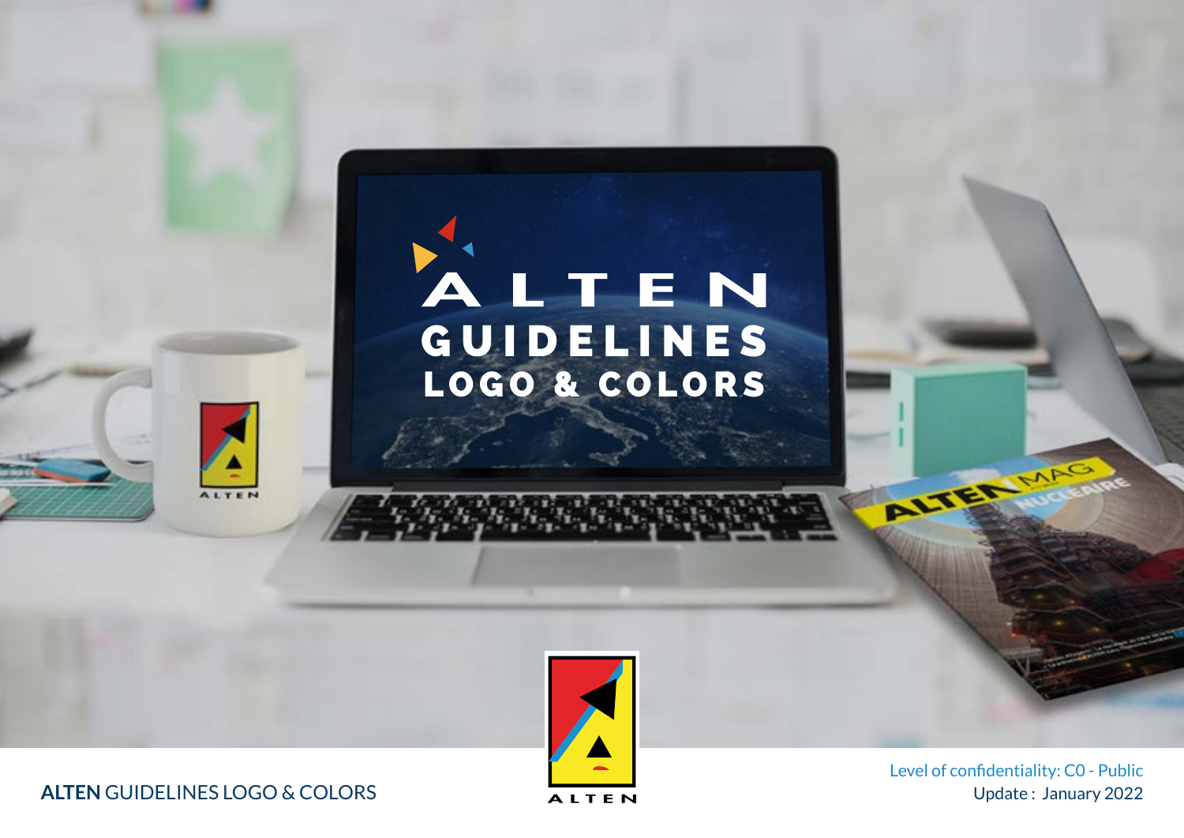# ALTEN GUIDELINES LOGO & COLORS

**ALTEN** GUIDELINES LOGO & COLORS

Level of confidentiality: C0 - Public
Update : January 2022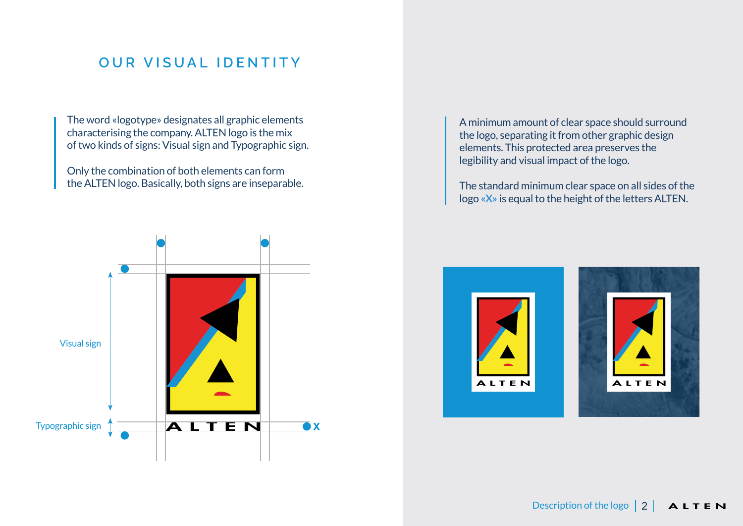# OUR VISUAL IDENTITY

The word «logotype» designates all graphic elements characterising the company. ALTEN logo is the mix of two kinds of signs: Visual sign and Typographic sign.

Only the combination of both elements can form the ALTEN logo. Basically, both signs are inseparable.

Visual sign

Typographic sign

X

A minimum amount of clear space should surround the logo, separating it from other graphic design elements. This protected area preserves the legibility and visual impact of the logo.

The standard minimum clear space on all sides of the logo **«X»** is equal to the height of the letters ALTEN.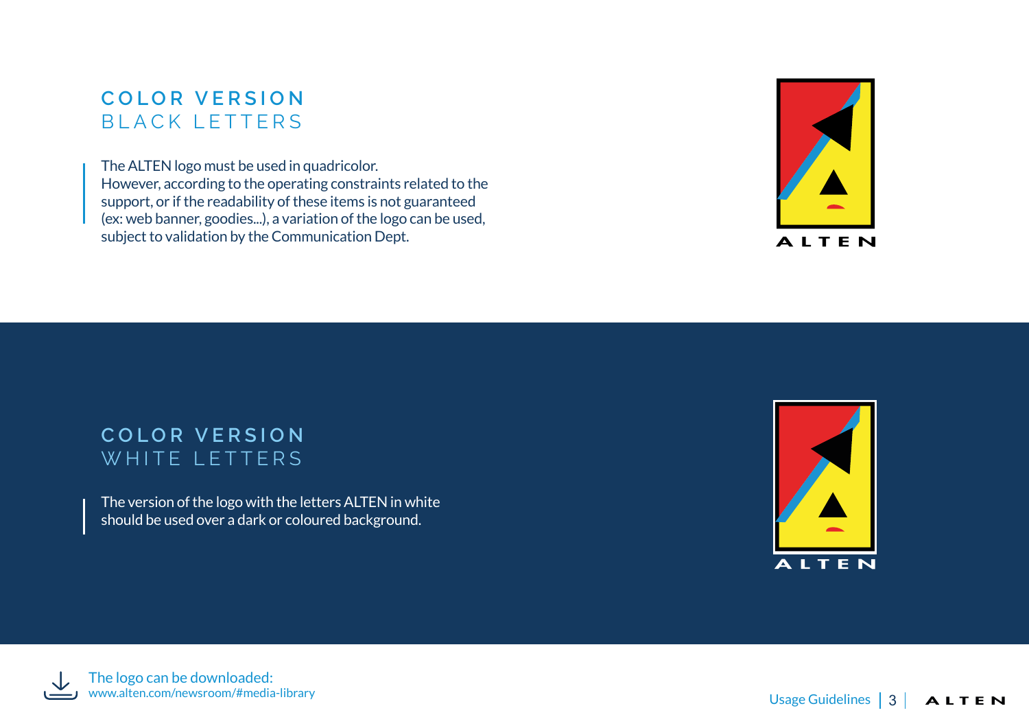## COLOR VERSION
## BLACK LETTERS

The ALTEN logo must be used in quadricolor.
However, according to the operating constraints related to the support, or if the readability of these items is not guaranteed (ex: web banner, goodies...), a variation of the logo can be used, subject to validation by the Communication Dept.

## COLOR VERSION
## WHITE LETTERS

The version of the logo with the letters ALTEN in white should be used over a dark or coloured background.

The logo can be downloaded:
www.alten.com/newsroom/#media-library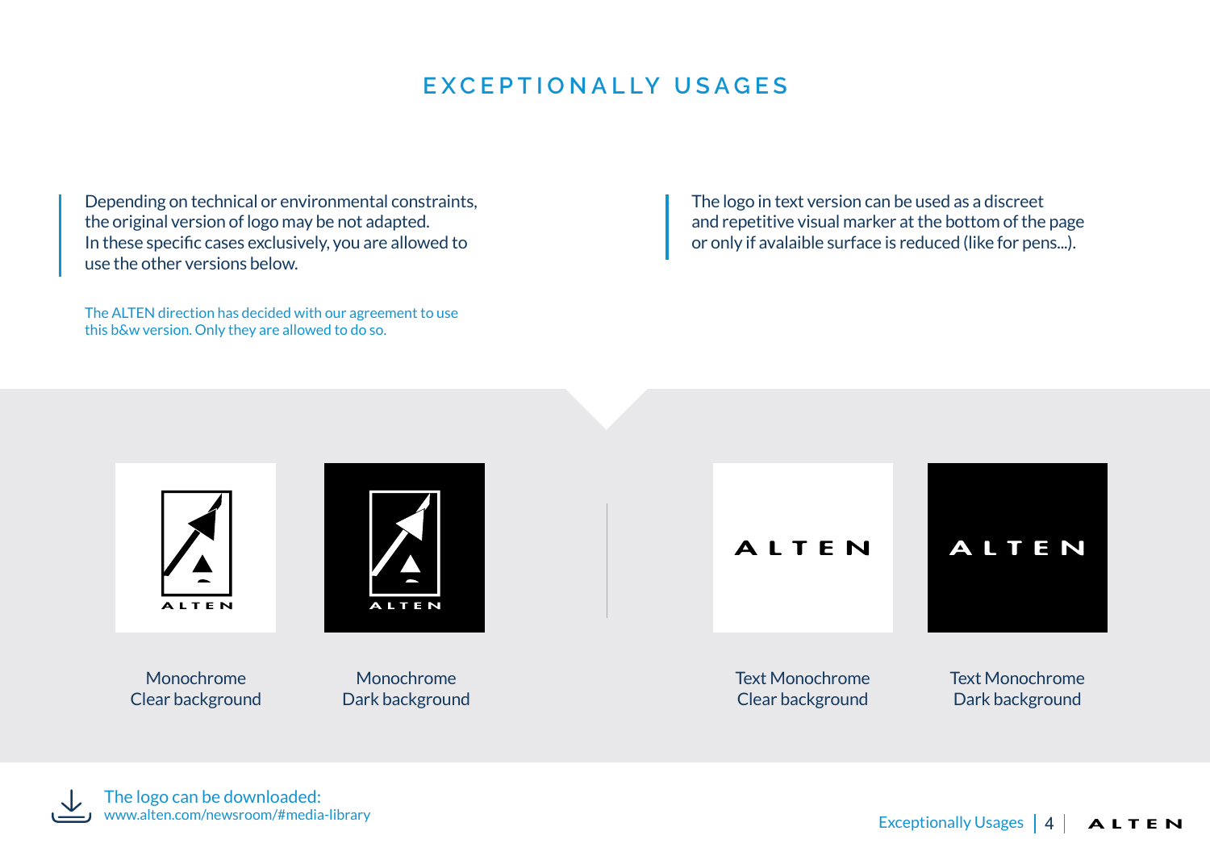# EXCEPTIONALLY USAGES

Depending on technical or environmental constraints, the original version of logo may be not adapted.
In these specific cases exclusively, you are allowed to use the other versions below.

The ALTEN direction has decided with our agreement to use this b&w version. Only they are allowed to do so.

The logo in text version can be used as a discreet and repetitive visual marker at the bottom of the page or only if avalaible surface is reduced (like for pens...).

Monochrome
Clear background

Monochrome
Dark background

Text Monochrome
Clear background

Text Monochrome
Dark background

The logo can be downloaded:
www.alten.com/newsroom/#media-library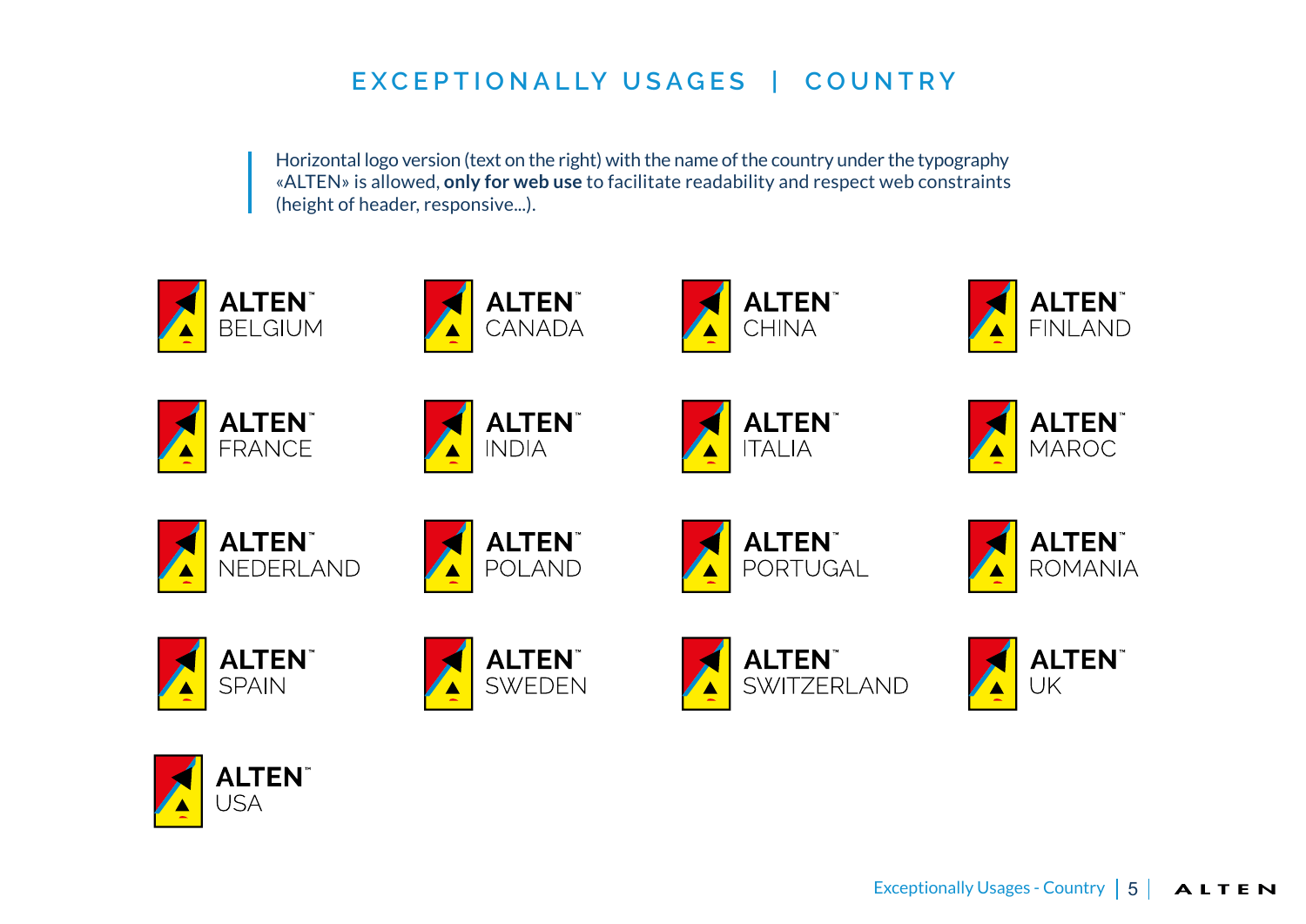# EXCEPTIONALLY USAGES | COUNTRY

Horizontal logo version (text on the right) with the name of the country under the typography «ALTEN» is allowed, **only for web use** to facilitate readability and respect web constraints (height of header, responsive...).

ALTEN™ BELGIUM

ALTEN™ CANADA

ALTEN™ CHINA

ALTEN™ FINLAND

ALTEN™ FRANCE

ALTEN™ INDIA

ALTEN™ ITALIA

ALTEN™ MAROC

ALTEN™ NEDERLAND

ALTEN™ POLAND

ALTEN™ PORTUGAL

ALTEN™ ROMANIA

ALTEN™ SPAIN

ALTEN™ SWEDEN

ALTEN™ SWITZERLAND

ALTEN™ UK

ALTEN™ USA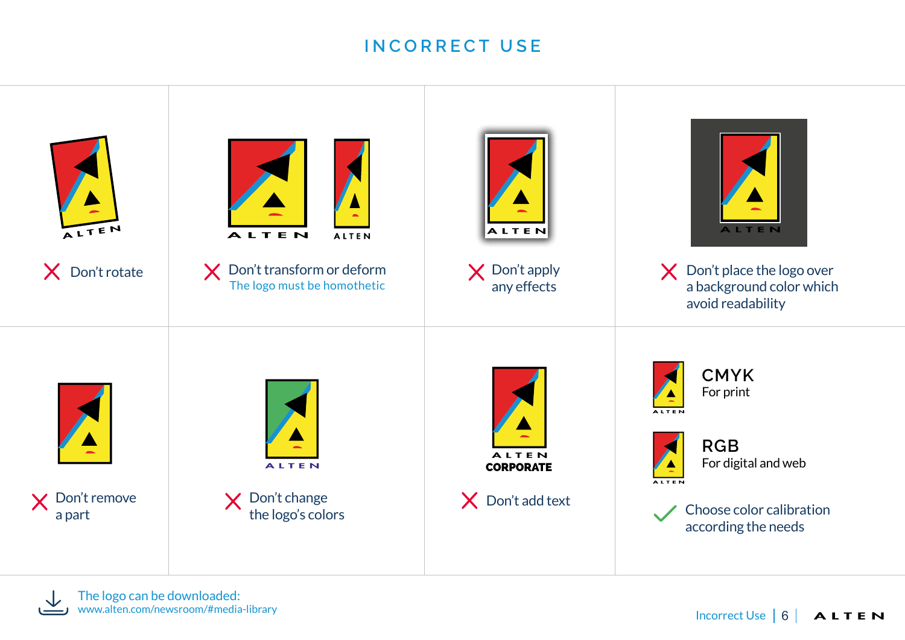# INCORRECT USE

✗ Don't rotate

✗ Don't transform or deform
The logo must be homothetic

✗ Don't apply any effects

✗ Don't place the logo over a background color which avoid readability

✗ Don't remove a part

✗ Don't change the logo's colors

ALTEN
CORPORATE

✗ Don't add text

**CMYK**
For print

**RGB**
For digital and web

✓ Choose color calibration according the needs

The logo can be downloaded:
www.alten.com/newsroom/#media-library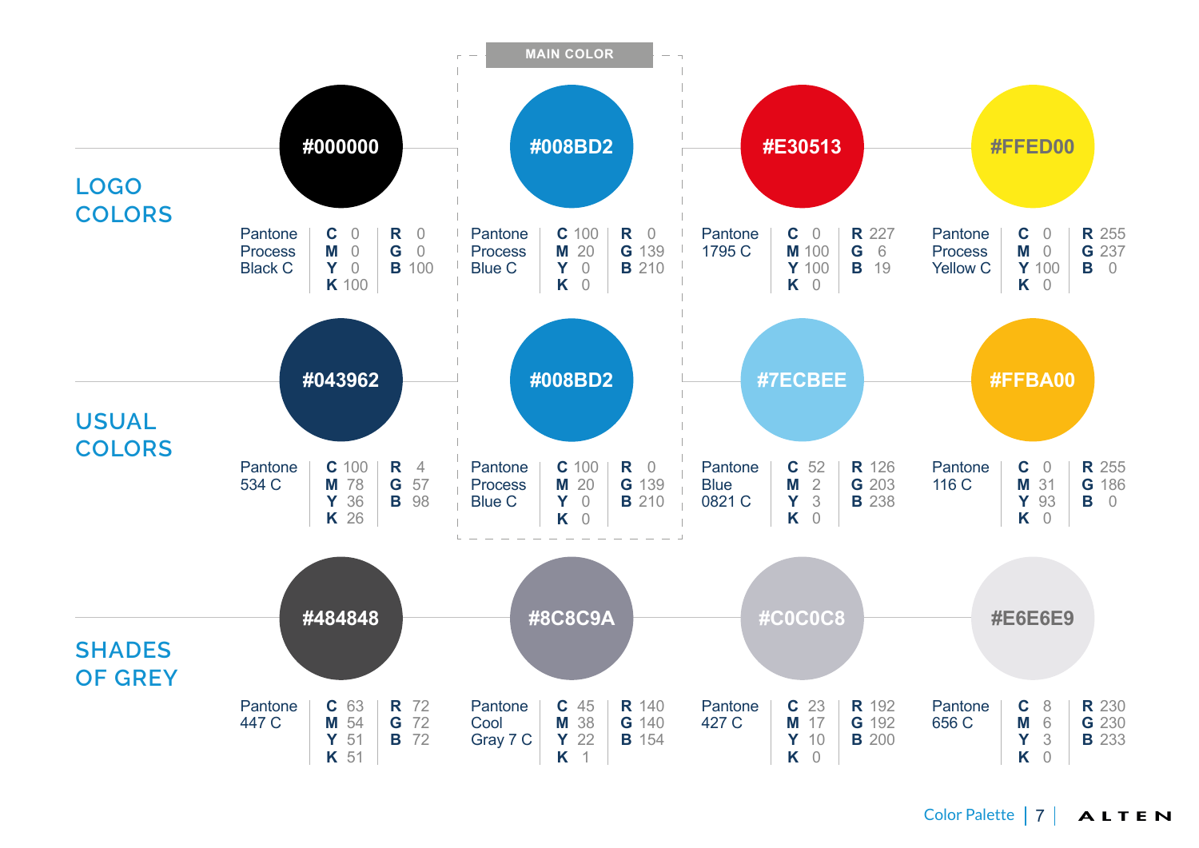## LOGO COLORS

| HEX | Pantone | CMYK | RGB |
|---|---|---|---|
| #000000 | Pantone Process Black C | C 0, M 0, Y 0, K 100 | R 0, G 0, B 100 |
| #008BD2 (MAIN COLOR) | Pantone Process Blue C | C 100, M 20, Y 0, K 0 | R 0, G 139, B 210 |
| #E30513 | Pantone 1795 C | C 0, M 100, Y 100, K 0 | R 227, G 6, B 19 |
| #FFED00 | Pantone Process Yellow C | C 0, M 0, Y 100, K 0 | R 255, G 237, B 0 |

## USUAL COLORS

| HEX | Pantone | CMYK | RGB |
|---|---|---|---|
| #043962 | Pantone 534 C | C 100, M 78, Y 36, K 26 | R 4, G 57, B 98 |
| #008BD2 (MAIN COLOR) | Pantone Process Blue C | C 100, M 20, Y 0, K 0 | R 0, G 139, B 210 |
| #7ECBEE | Pantone Blue 0821 C | C 52, M 2, Y 3, K 0 | R 126, G 203, B 238 |
| #FFBA00 | Pantone 116 C | C 0, M 31, Y 93, K 0 | R 255, G 186, B 0 |

## SHADES OF GREY

| HEX | Pantone | CMYK | RGB |
|---|---|---|---|
| #484848 | Pantone 447 C | C 63, M 54, Y 51, K 51 | R 72, G 72, B 72 |
| #8C8C9A | Pantone Cool Gray 7 C | C 45, M 38, Y 22, K 1 | R 140, G 140, B 154 |
| #C0C0C8 | Pantone 427 C | C 23, M 17, Y 10, K 0 | R 192, G 192, B 200 |
| #E6E6E9 | Pantone 656 C | C 8, M 6, Y 3, K 0 | R 230, G 230, B 233 |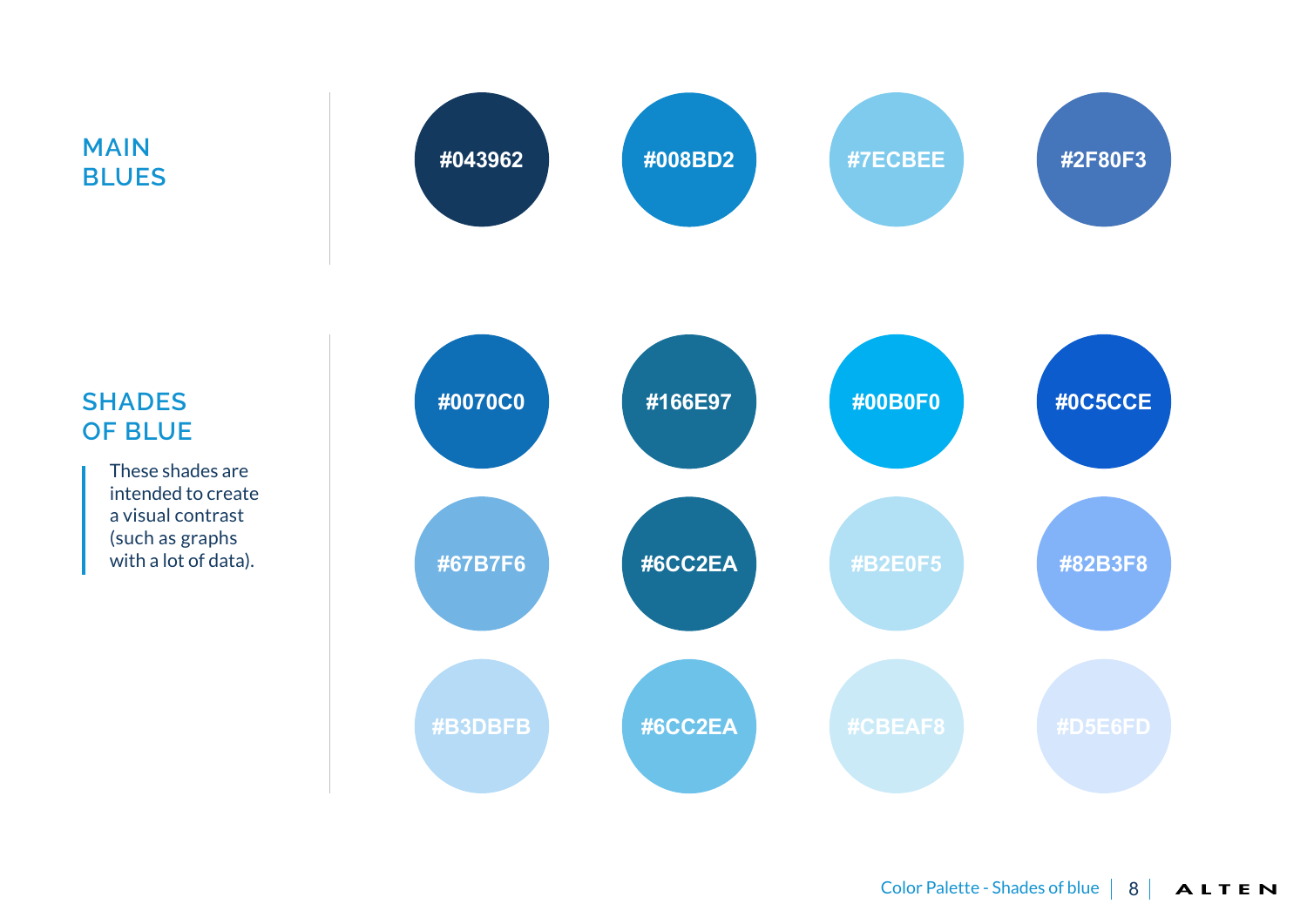## MAIN BLUES

#043962

#008BD2

#7ECBEE

#2F80F3

## SHADES OF BLUE

These shades are intended to create a visual contrast (such as graphs with a lot of data).

#0070C0

#166E97

#00B0F0

#0C5CCE

#67B7F6

#6CC2EA

#B2E0F5

#82B3F8

#B3DBFB

#6CC2EA

#CBEAF8

#D5E6FD